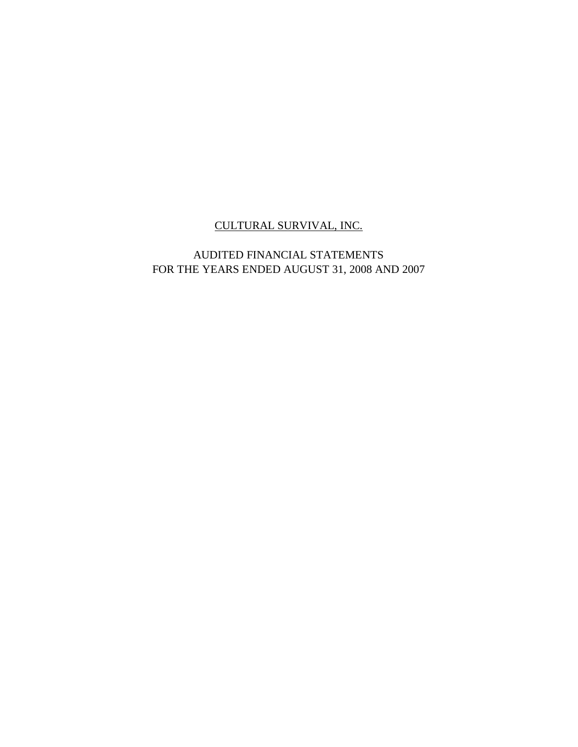# CULTURAL SURVIVAL, INC.

AUDITED FINANCIAL STATEMENTS
FOR THE YEARS ENDED AUGUST 31, 2008 AND 2007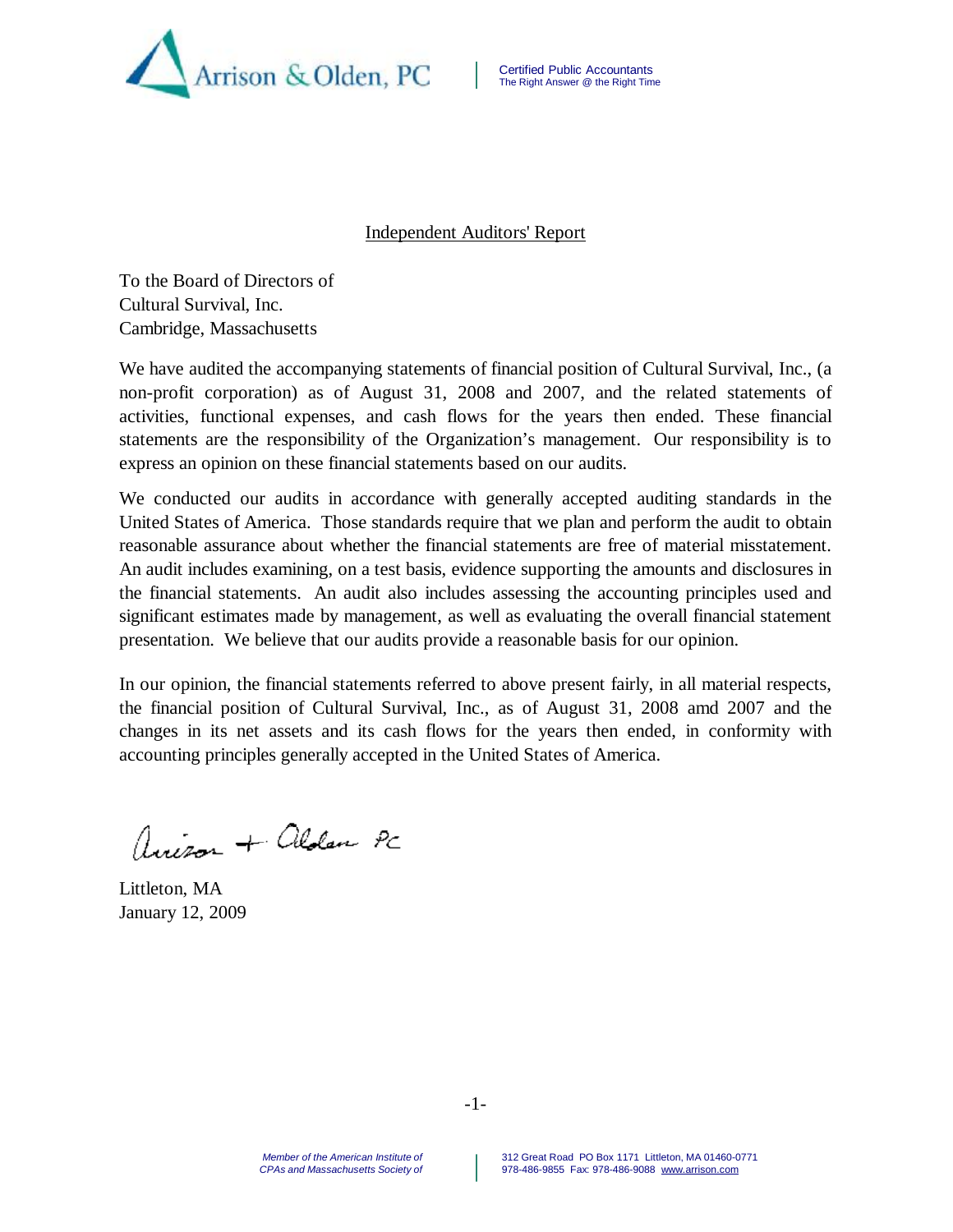Arrison & Olden, PC

Certified Public Accountants
The Right Answer @ the Right Time

## Independent Auditors' Report

To the Board of Directors of
Cultural Survival, Inc.
Cambridge, Massachusetts

We have audited the accompanying statements of financial position of Cultural Survival, Inc., (a non-profit corporation) as of August 31, 2008 and 2007, and the related statements of activities, functional expenses, and cash flows for the years then ended. These financial statements are the responsibility of the Organization's management. Our responsibility is to express an opinion on these financial statements based on our audits.

We conducted our audits in accordance with generally accepted auditing standards in the United States of America. Those standards require that we plan and perform the audit to obtain reasonable assurance about whether the financial statements are free of material misstatement. An audit includes examining, on a test basis, evidence supporting the amounts and disclosures in the financial statements. An audit also includes assessing the accounting principles used and significant estimates made by management, as well as evaluating the overall financial statement presentation. We believe that our audits provide a reasonable basis for our opinion.

In our opinion, the financial statements referred to above present fairly, in all material respects, the financial position of Cultural Survival, Inc., as of August 31, 2008 amd 2007 and the changes in its net assets and its cash flows for the years then ended, in conformity with accounting principles generally accepted in the United States of America.

Arrison + Olden PC

Littleton, MA
January 12, 2009

*Member of the American Institute of CPAs and Massachusetts Society of*

312 Great Road PO Box 1171 Littleton, MA 01460-0771
978-486-9855 Fax: 978-486-9088 www.arrison.com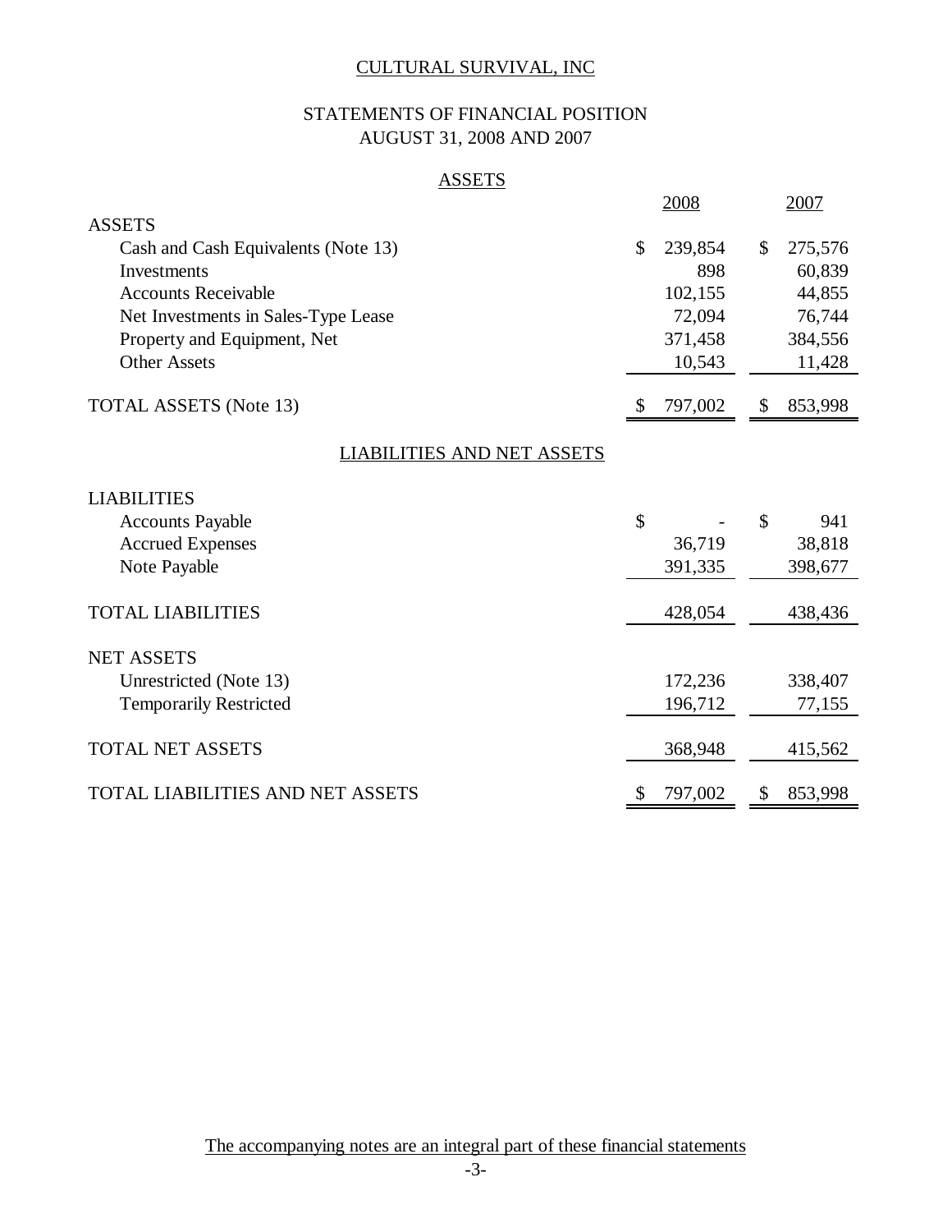# CULTURAL SURVIVAL, INC

## STATEMENTS OF FINANCIAL POSITION
## AUGUST 31, 2008 AND 2007

### ASSETS

| | 2008 | 2007 |
|---|---|---|
| **ASSETS** | | |
| Cash and Cash Equivalents (Note 13) | $ 239,854 | $ 275,576 |
| Investments | 898 | 60,839 |
| Accounts Receivable | 102,155 | 44,855 |
| Net Investments in Sales-Type Lease | 72,094 | 76,744 |
| Property and Equipment, Net | 371,458 | 384,556 |
| Other Assets | 10,543 | 11,428 |
| TOTAL ASSETS (Note 13) | $ 797,002 | $ 853,998 |

### LIABILITIES AND NET ASSETS

| | 2008 | 2007 |
|---|---|---|
| **LIABILITIES** | | |
| Accounts Payable | $ - | $ 941 |
| Accrued Expenses | 36,719 | 38,818 |
| Note Payable | 391,335 | 398,677 |
| TOTAL LIABILITIES | 428,054 | 438,436 |
| **NET ASSETS** | | |
| Unrestricted (Note 13) | 172,236 | 338,407 |
| Temporarily Restricted | 196,712 | 77,155 |
| TOTAL NET ASSETS | 368,948 | 415,562 |
| TOTAL LIABILITIES AND NET ASSETS | $ 797,002 | $ 853,998 |

The accompanying notes are an integral part of these financial statements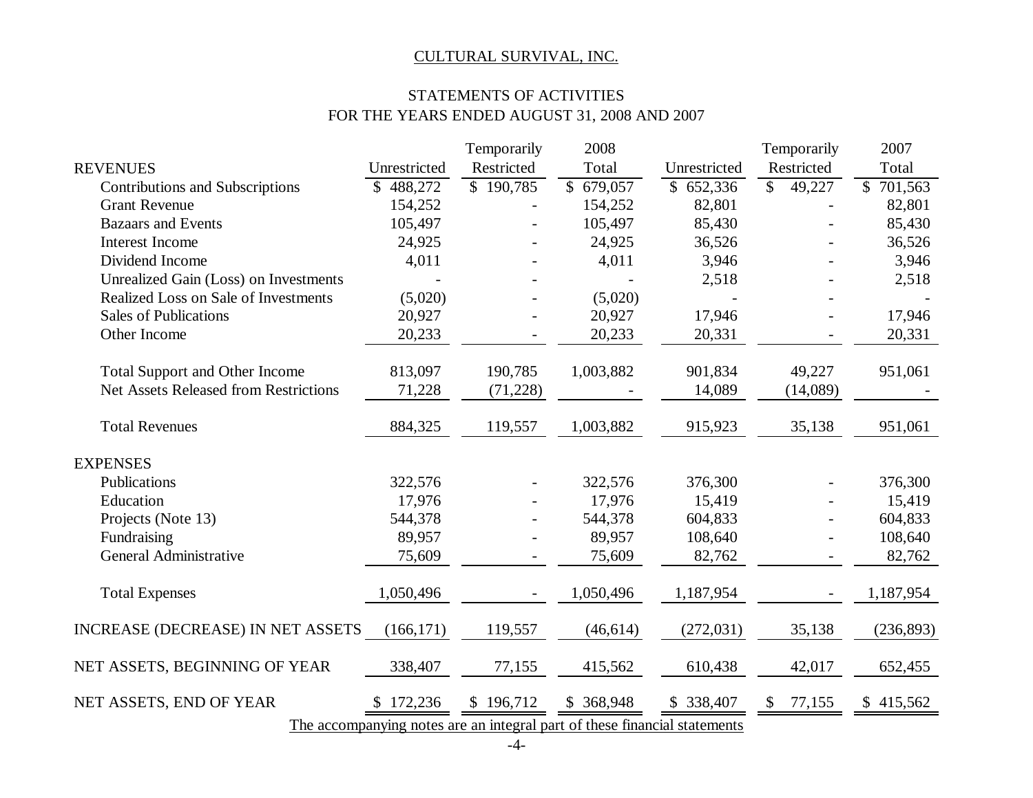CULTURAL SURVIVAL, INC.

STATEMENTS OF ACTIVITIES
FOR THE YEARS ENDED AUGUST 31, 2008 AND 2007

| REVENUES | Unrestricted | Temporarily Restricted | 2008 Total | Unrestricted | Temporarily Restricted | 2007 Total |
|---|---|---|---|---|---|---|
| Contributions and Subscriptions | $ 488,272 | $ 190,785 | $ 679,057 | $ 652,336 | $ 49,227 | $ 701,563 |
| Grant Revenue | 154,252 | - | 154,252 | 82,801 | - | 82,801 |
| Bazaars and Events | 105,497 | - | 105,497 | 85,430 | - | 85,430 |
| Interest Income | 24,925 | - | 24,925 | 36,526 | - | 36,526 |
| Dividend Income | 4,011 | - | 4,011 | 3,946 | - | 3,946 |
| Unrealized Gain (Loss) on Investments | - | - | - | 2,518 | - | 2,518 |
| Realized Loss on Sale of Investments | (5,020) | - | (5,020) | - | - | - |
| Sales of Publications | 20,927 | - | 20,927 | 17,946 | - | 17,946 |
| Other Income | 20,233 | - | 20,233 | 20,331 | - | 20,331 |
| Total Support and Other Income | 813,097 | 190,785 | 1,003,882 | 901,834 | 49,227 | 951,061 |
| Net Assets Released from Restrictions | 71,228 | (71,228) | - | 14,089 | (14,089) | - |
| Total Revenues | 884,325 | 119,557 | 1,003,882 | 915,923 | 35,138 | 951,061 |
| **EXPENSES** | | | | | | |
| Publications | 322,576 | - | 322,576 | 376,300 | - | 376,300 |
| Education | 17,976 | - | 17,976 | 15,419 | - | 15,419 |
| Projects (Note 13) | 544,378 | - | 544,378 | 604,833 | - | 604,833 |
| Fundraising | 89,957 | - | 89,957 | 108,640 | - | 108,640 |
| General Administrative | 75,609 | - | 75,609 | 82,762 | - | 82,762 |
| Total Expenses | 1,050,496 | - | 1,050,496 | 1,187,954 | - | 1,187,954 |
| INCREASE (DECREASE) IN NET ASSETS | (166,171) | 119,557 | (46,614) | (272,031) | 35,138 | (236,893) |
| NET ASSETS, BEGINNING OF YEAR | 338,407 | 77,155 | 415,562 | 610,438 | 42,017 | 652,455 |
| NET ASSETS, END OF YEAR | $ 172,236 | $ 196,712 | $ 368,948 | $ 338,407 | $ 77,155 | $ 415,562 |

The accompanying notes are an integral part of these financial statements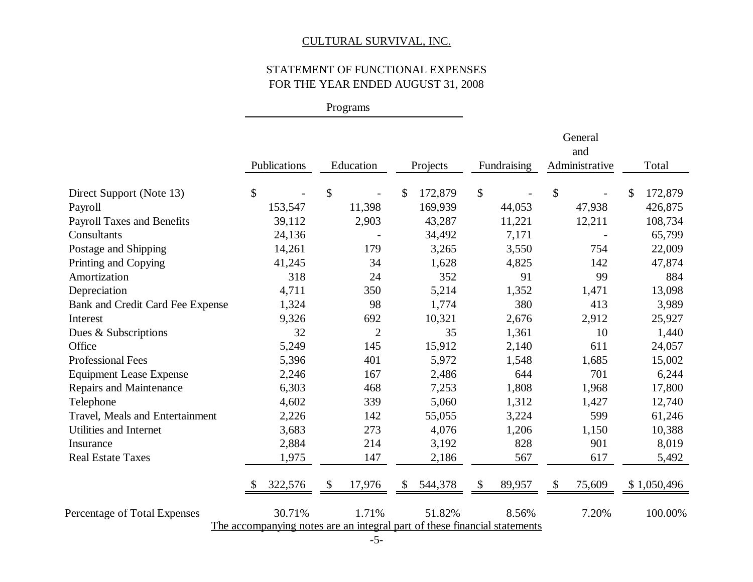CULTURAL SURVIVAL, INC.

STATEMENT OF FUNCTIONAL EXPENSES
FOR THE YEAR ENDED AUGUST 31, 2008

| | Programs | | | | | |
|---|---|---|---|---|---|---|
| | Publications | Education | Projects | Fundraising | General and Administrative | Total |
| Direct Support (Note 13) | $ - | $ - | $ 172,879 | $ - | $ - | $ 172,879 |
| Payroll | 153,547 | 11,398 | 169,939 | 44,053 | 47,938 | 426,875 |
| Payroll Taxes and Benefits | 39,112 | 2,903 | 43,287 | 11,221 | 12,211 | 108,734 |
| Consultants | 24,136 | - | 34,492 | 7,171 | - | 65,799 |
| Postage and Shipping | 14,261 | 179 | 3,265 | 3,550 | 754 | 22,009 |
| Printing and Copying | 41,245 | 34 | 1,628 | 4,825 | 142 | 47,874 |
| Amortization | 318 | 24 | 352 | 91 | 99 | 884 |
| Depreciation | 4,711 | 350 | 5,214 | 1,352 | 1,471 | 13,098 |
| Bank and Credit Card Fee Expense | 1,324 | 98 | 1,774 | 380 | 413 | 3,989 |
| Interest | 9,326 | 692 | 10,321 | 2,676 | 2,912 | 25,927 |
| Dues & Subscriptions | 32 | 2 | 35 | 1,361 | 10 | 1,440 |
| Office | 5,249 | 145 | 15,912 | 2,140 | 611 | 24,057 |
| Professional Fees | 5,396 | 401 | 5,972 | 1,548 | 1,685 | 15,002 |
| Equipment Lease Expense | 2,246 | 167 | 2,486 | 644 | 701 | 6,244 |
| Repairs and Maintenance | 6,303 | 468 | 7,253 | 1,808 | 1,968 | 17,800 |
| Telephone | 4,602 | 339 | 5,060 | 1,312 | 1,427 | 12,740 |
| Travel, Meals and Entertainment | 2,226 | 142 | 55,055 | 3,224 | 599 | 61,246 |
| Utilities and Internet | 3,683 | 273 | 4,076 | 1,206 | 1,150 | 10,388 |
| Insurance | 2,884 | 214 | 3,192 | 828 | 901 | 8,019 |
| Real Estate Taxes | 1,975 | 147 | 2,186 | 567 | 617 | 5,492 |
| | $ 322,576 | $ 17,976 | $ 544,378 | $ 89,957 | $ 75,609 | $ 1,050,496 |
| Percentage of Total Expenses | 30.71% | 1.71% | 51.82% | 8.56% | 7.20% | 100.00% |

The accompanying notes are an integral part of these financial statements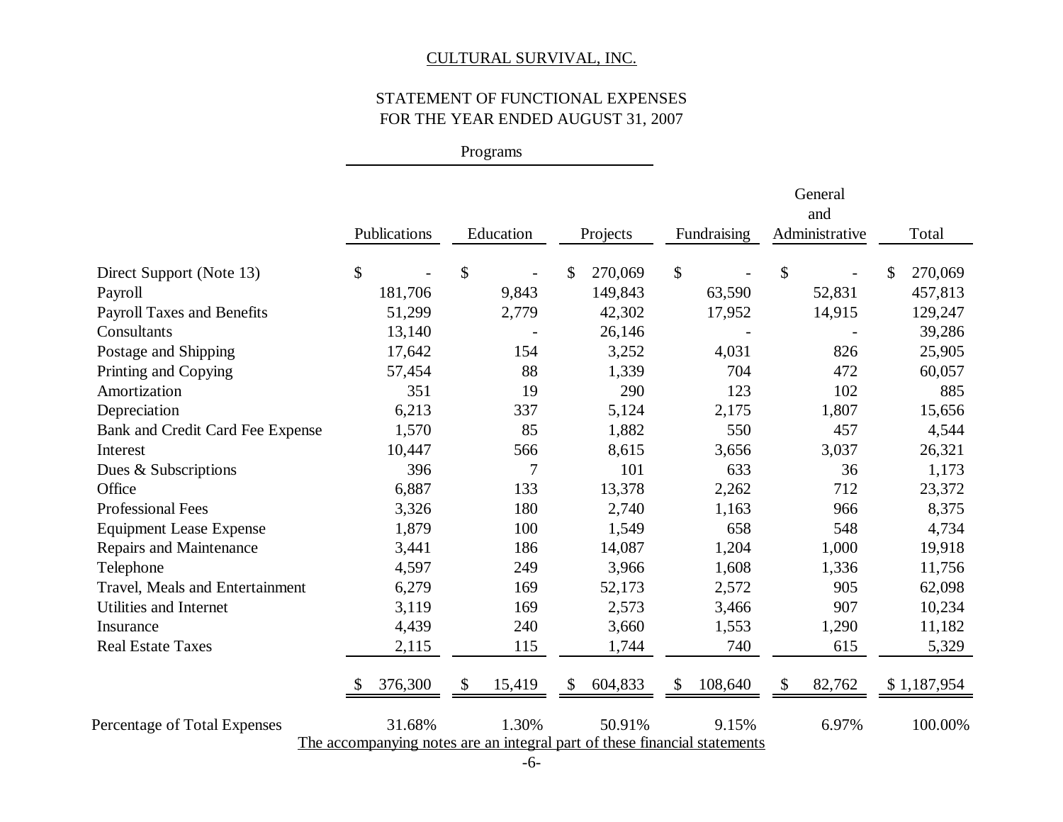CULTURAL SURVIVAL, INC.

STATEMENT OF FUNCTIONAL EXPENSES
FOR THE YEAR ENDED AUGUST 31, 2007

| | Programs | | | | | |
|---|---|---|---|---|---|---|
| | Publications | Education | Projects | Fundraising | General and Administrative | Total |
| Direct Support (Note 13) | $ - | $ - | $ 270,069 | $ - | $ - | $ 270,069 |
| Payroll | 181,706 | 9,843 | 149,843 | 63,590 | 52,831 | 457,813 |
| Payroll Taxes and Benefits | 51,299 | 2,779 | 42,302 | 17,952 | 14,915 | 129,247 |
| Consultants | 13,140 | - | 26,146 | - | - | 39,286 |
| Postage and Shipping | 17,642 | 154 | 3,252 | 4,031 | 826 | 25,905 |
| Printing and Copying | 57,454 | 88 | 1,339 | 704 | 472 | 60,057 |
| Amortization | 351 | 19 | 290 | 123 | 102 | 885 |
| Depreciation | 6,213 | 337 | 5,124 | 2,175 | 1,807 | 15,656 |
| Bank and Credit Card Fee Expense | 1,570 | 85 | 1,882 | 550 | 457 | 4,544 |
| Interest | 10,447 | 566 | 8,615 | 3,656 | 3,037 | 26,321 |
| Dues & Subscriptions | 396 | 7 | 101 | 633 | 36 | 1,173 |
| Office | 6,887 | 133 | 13,378 | 2,262 | 712 | 23,372 |
| Professional Fees | 3,326 | 180 | 2,740 | 1,163 | 966 | 8,375 |
| Equipment Lease Expense | 1,879 | 100 | 1,549 | 658 | 548 | 4,734 |
| Repairs and Maintenance | 3,441 | 186 | 14,087 | 1,204 | 1,000 | 19,918 |
| Telephone | 4,597 | 249 | 3,966 | 1,608 | 1,336 | 11,756 |
| Travel, Meals and Entertainment | 6,279 | 169 | 52,173 | 2,572 | 905 | 62,098 |
| Utilities and Internet | 3,119 | 169 | 2,573 | 3,466 | 907 | 10,234 |
| Insurance | 4,439 | 240 | 3,660 | 1,553 | 1,290 | 11,182 |
| Real Estate Taxes | 2,115 | 115 | 1,744 | 740 | 615 | 5,329 |
| | $ 376,300 | $ 15,419 | $ 604,833 | $ 108,640 | $ 82,762 | $ 1,187,954 |
| Percentage of Total Expenses | 31.68% | 1.30% | 50.91% | 9.15% | 6.97% | 100.00% |

The accompanying notes are an integral part of these financial statements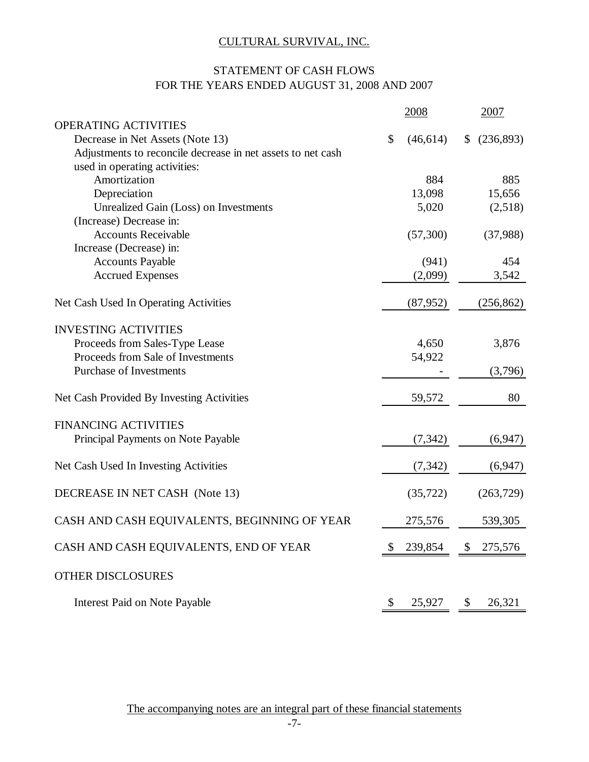# CULTURAL SURVIVAL, INC.

## STATEMENT OF CASH FLOWS
## FOR THE YEARS ENDED AUGUST 31, 2008 AND 2007

| | 2008 | 2007 |
|---|---|---|
| OPERATING ACTIVITIES | | |
| Decrease in Net Assets (Note 13) | $ (46,614) | $ (236,893) |
| Adjustments to reconcile decrease in net assets to net cash used in operating activities: | | |
| Amortization | 884 | 885 |
| Depreciation | 13,098 | 15,656 |
| Unrealized Gain (Loss) on Investments | 5,020 | (2,518) |
| (Increase) Decrease in: | | |
| Accounts Receivable | (57,300) | (37,988) |
| Increase (Decrease) in: | | |
| Accounts Payable | (941) | 454 |
| Accrued Expenses | (2,099) | 3,542 |
| Net Cash Used In Operating Activities | (87,952) | (256,862) |
| INVESTING ACTIVITIES | | |
| Proceeds from Sales-Type Lease | 4,650 | 3,876 |
| Proceeds from Sale of Investments | 54,922 | |
| Purchase of Investments | - | (3,796) |
| Net Cash Provided By Investing Activities | 59,572 | 80 |
| FINANCING ACTIVITIES | | |
| Principal Payments on Note Payable | (7,342) | (6,947) |
| Net Cash Used In Investing Activities | (7,342) | (6,947) |
| DECREASE IN NET CASH (Note 13) | (35,722) | (263,729) |
| CASH AND CASH EQUIVALENTS, BEGINNING OF YEAR | 275,576 | 539,305 |
| CASH AND CASH EQUIVALENTS, END OF YEAR | $ 239,854 | $ 275,576 |
| OTHER DISCLOSURES | | |
| Interest Paid on Note Payable | $ 25,927 | $ 26,321 |

The accompanying notes are an integral part of these financial statements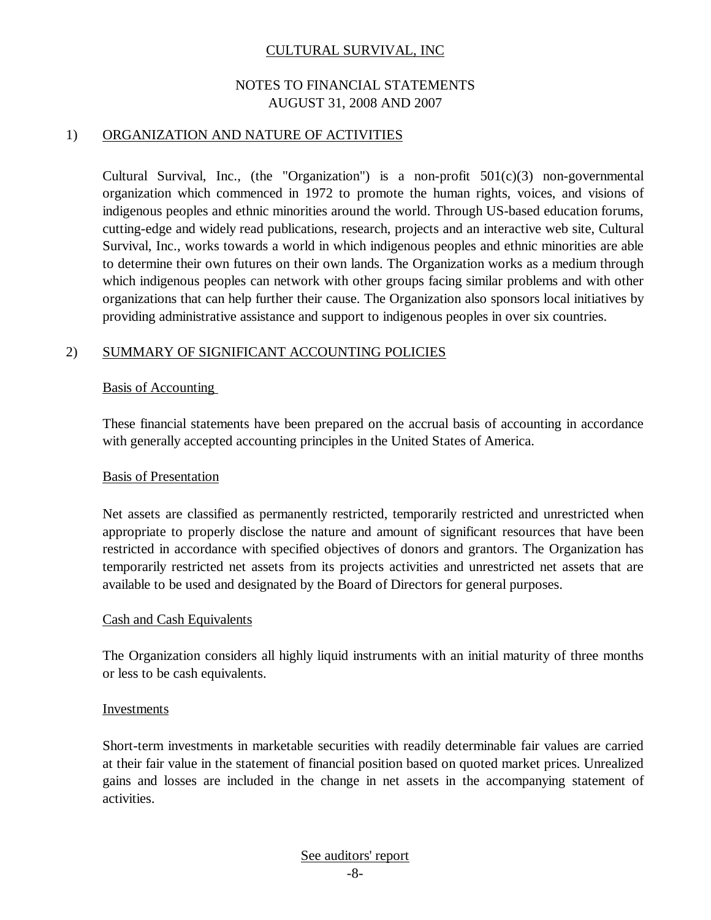CULTURAL SURVIVAL, INC

NOTES TO FINANCIAL STATEMENTS
AUGUST 31, 2008 AND 2007

## 1) ORGANIZATION AND NATURE OF ACTIVITIES

Cultural Survival, Inc., (the "Organization") is a non-profit 501(c)(3) non-governmental organization which commenced in 1972 to promote the human rights, voices, and visions of indigenous peoples and ethnic minorities around the world. Through US-based education forums, cutting-edge and widely read publications, research, projects and an interactive web site, Cultural Survival, Inc., works towards a world in which indigenous peoples and ethnic minorities are able to determine their own futures on their own lands. The Organization works as a medium through which indigenous peoples can network with other groups facing similar problems and with other organizations that can help further their cause. The Organization also sponsors local initiatives by providing administrative assistance and support to indigenous peoples in over six countries.

## 2) SUMMARY OF SIGNIFICANT ACCOUNTING POLICIES

### Basis of Accounting

These financial statements have been prepared on the accrual basis of accounting in accordance with generally accepted accounting principles in the United States of America.

### Basis of Presentation

Net assets are classified as permanently restricted, temporarily restricted and unrestricted when appropriate to properly disclose the nature and amount of significant resources that have been restricted in accordance with specified objectives of donors and grantors. The Organization has temporarily restricted net assets from its projects activities and unrestricted net assets that are available to be used and designated by the Board of Directors for general purposes.

### Cash and Cash Equivalents

The Organization considers all highly liquid instruments with an initial maturity of three months or less to be cash equivalents.

### Investments

Short-term investments in marketable securities with readily determinable fair values are carried at their fair value in the statement of financial position based on quoted market prices. Unrealized gains and losses are included in the change in net assets in the accompanying statement of activities.

See auditors' report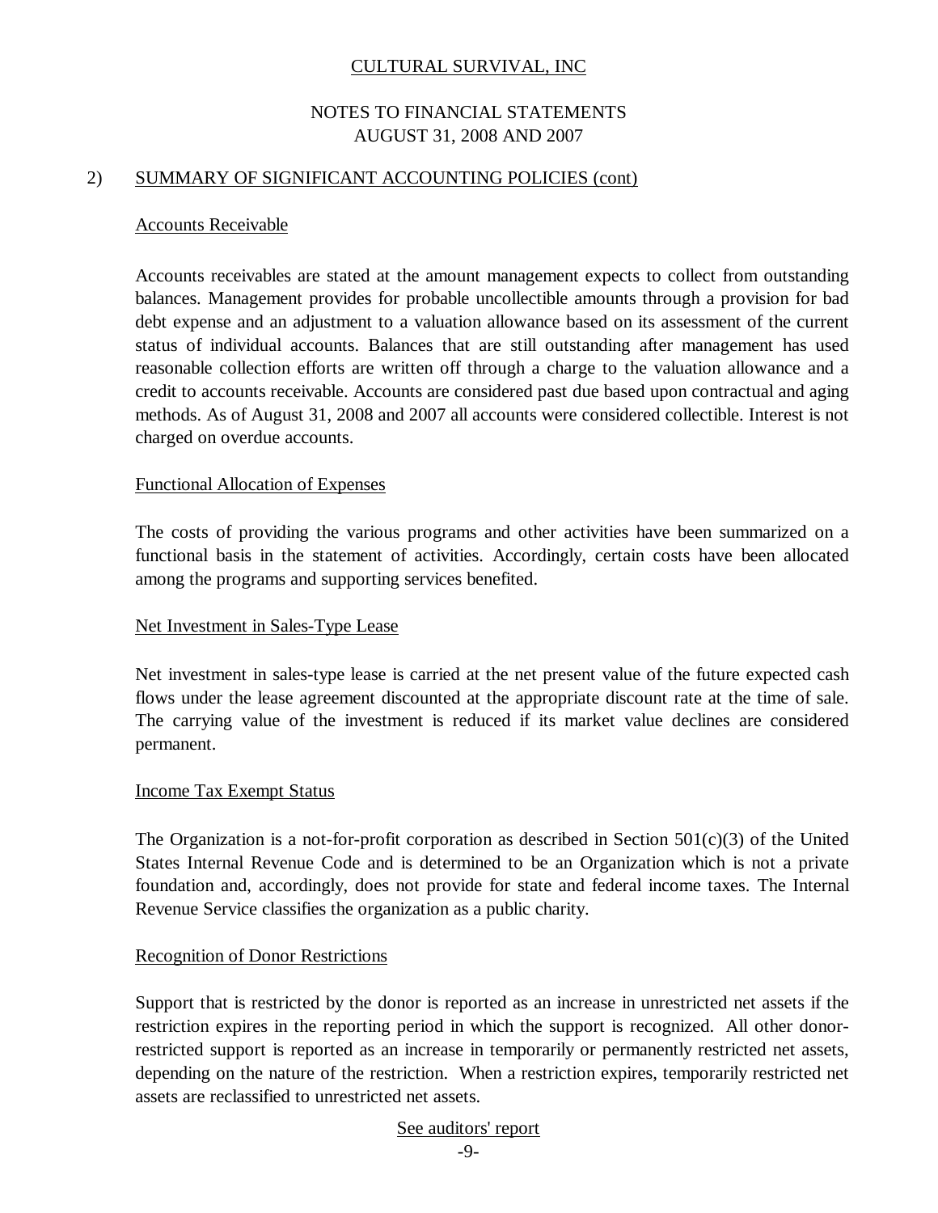CULTURAL SURVIVAL, INC

NOTES TO FINANCIAL STATEMENTS
AUGUST 31, 2008 AND 2007

## 2) SUMMARY OF SIGNIFICANT ACCOUNTING POLICIES (cont)

### Accounts Receivable

Accounts receivables are stated at the amount management expects to collect from outstanding balances. Management provides for probable uncollectible amounts through a provision for bad debt expense and an adjustment to a valuation allowance based on its assessment of the current status of individual accounts. Balances that are still outstanding after management has used reasonable collection efforts are written off through a charge to the valuation allowance and a credit to accounts receivable. Accounts are considered past due based upon contractual and aging methods. As of August 31, 2008 and 2007 all accounts were considered collectible. Interest is not charged on overdue accounts.

### Functional Allocation of Expenses

The costs of providing the various programs and other activities have been summarized on a functional basis in the statement of activities. Accordingly, certain costs have been allocated among the programs and supporting services benefited.

### Net Investment in Sales-Type Lease

Net investment in sales-type lease is carried at the net present value of the future expected cash flows under the lease agreement discounted at the appropriate discount rate at the time of sale. The carrying value of the investment is reduced if its market value declines are considered permanent.

### Income Tax Exempt Status

The Organization is a not-for-profit corporation as described in Section 501(c)(3) of the United States Internal Revenue Code and is determined to be an Organization which is not a private foundation and, accordingly, does not provide for state and federal income taxes. The Internal Revenue Service classifies the organization as a public charity.

### Recognition of Donor Restrictions

Support that is restricted by the donor is reported as an increase in unrestricted net assets if the restriction expires in the reporting period in which the support is recognized. All other donor-restricted support is reported as an increase in temporarily or permanently restricted net assets, depending on the nature of the restriction. When a restriction expires, temporarily restricted net assets are reclassified to unrestricted net assets.

See auditors' report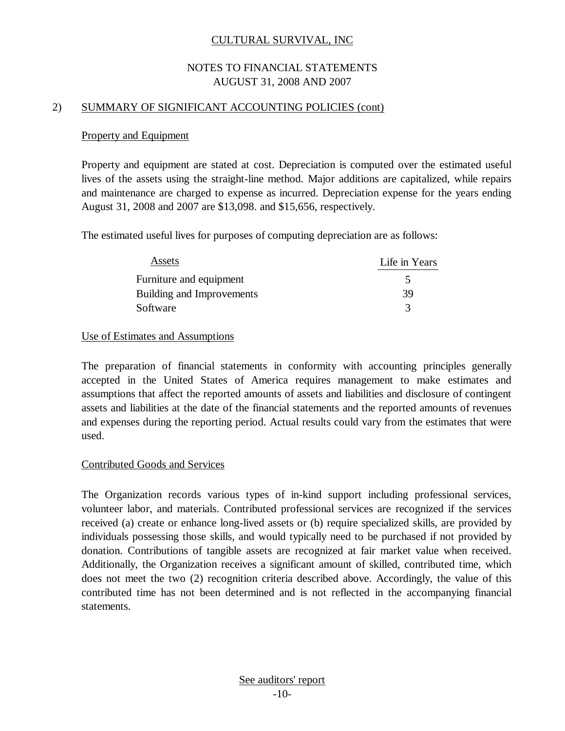# CULTURAL SURVIVAL, INC

## NOTES TO FINANCIAL STATEMENTS
## AUGUST 31, 2008 AND 2007

## 2) SUMMARY OF SIGNIFICANT ACCOUNTING POLICIES (cont)

### Property and Equipment

Property and equipment are stated at cost. Depreciation is computed over the estimated useful lives of the assets using the straight-line method. Major additions are capitalized, while repairs and maintenance are charged to expense as incurred. Depreciation expense for the years ending August 31, 2008 and 2007 are $13,098. and $15,656, respectively.

The estimated useful lives for purposes of computing depreciation are as follows:

| Assets | Life in Years |
|---|---|
| Furniture and equipment | 5 |
| Building and Improvements | 39 |
| Software | 3 |

### Use of Estimates and Assumptions

The preparation of financial statements in conformity with accounting principles generally accepted in the United States of America requires management to make estimates and assumptions that affect the reported amounts of assets and liabilities and disclosure of contingent assets and liabilities at the date of the financial statements and the reported amounts of revenues and expenses during the reporting period. Actual results could vary from the estimates that were used.

### Contributed Goods and Services

The Organization records various types of in-kind support including professional services, volunteer labor, and materials. Contributed professional services are recognized if the services received (a) create or enhance long-lived assets or (b) require specialized skills, are provided by individuals possessing those skills, and would typically need to be purchased if not provided by donation. Contributions of tangible assets are recognized at fair market value when received. Additionally, the Organization receives a significant amount of skilled, contributed time, which does not meet the two (2) recognition criteria described above. Accordingly, the value of this contributed time has not been determined and is not reflected in the accompanying financial statements.

See auditors' report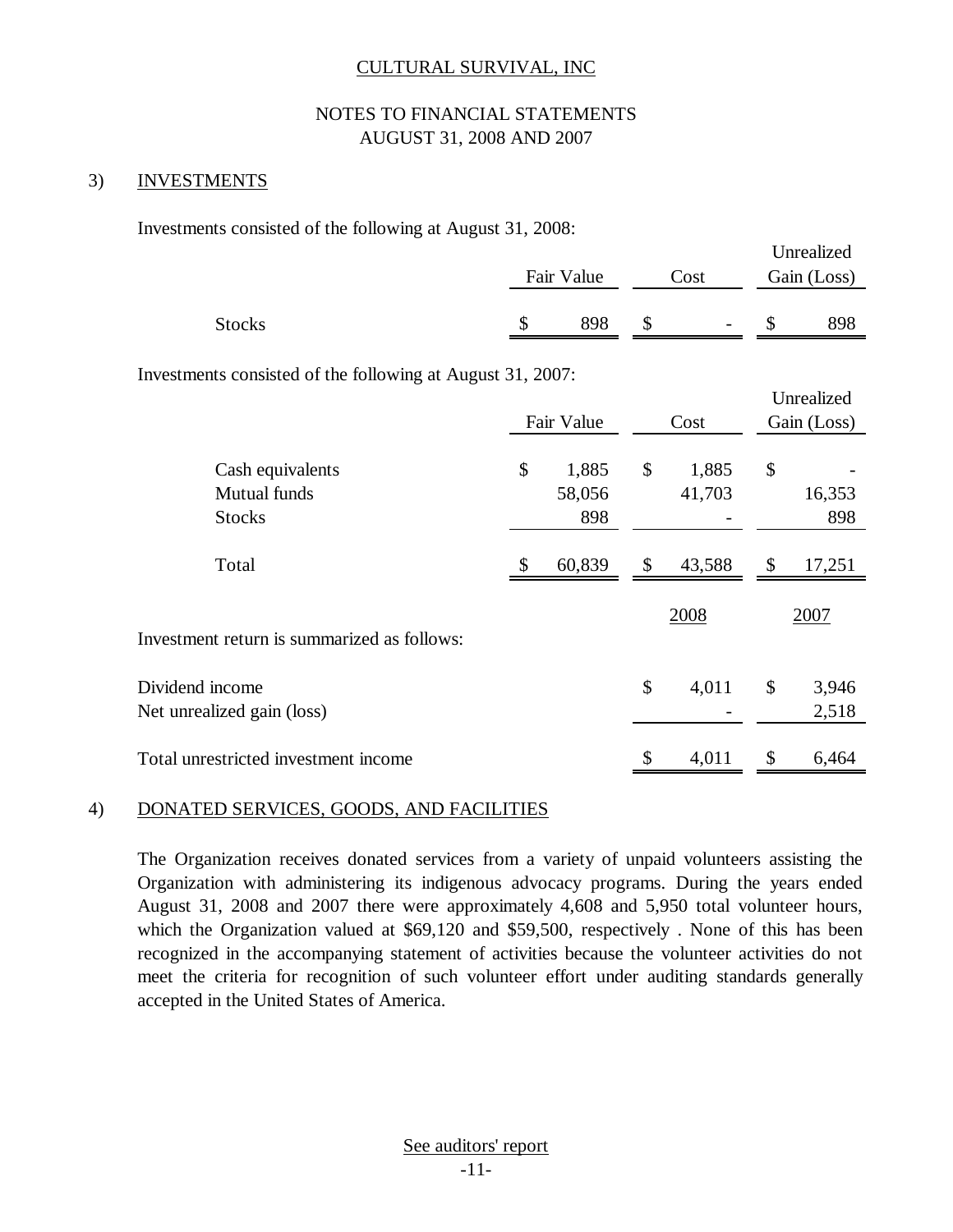CULTURAL SURVIVAL, INC

NOTES TO FINANCIAL STATEMENTS
AUGUST 31, 2008 AND 2007

## 3) INVESTMENTS

Investments consisted of the following at August 31, 2008:

| | Fair Value | Cost | Unrealized Gain (Loss) |
|---|---|---|---|
| Stocks | $ 898 | $ - | $ 898 |

Investments consisted of the following at August 31, 2007:

| | Fair Value | Cost | Unrealized Gain (Loss) |
|---|---|---|---|
| Cash equivalents | $ 1,885 | $ 1,885 | $ - |
| Mutual funds | 58,056 | 41,703 | 16,353 |
| Stocks | 898 | - | 898 |
| Total | $ 60,839 | $ 43,588 | $ 17,251 |

Investment return is summarized as follows:

| | 2008 | 2007 |
|---|---|---|
| Dividend income | $ 4,011 | $ 3,946 |
| Net unrealized gain (loss) | - | 2,518 |
| Total unrestricted investment income | $ 4,011 | $ 6,464 |

## 4) DONATED SERVICES, GOODS, AND FACILITIES

The Organization receives donated services from a variety of unpaid volunteers assisting the Organization with administering its indigenous advocacy programs. During the years ended August 31, 2008 and 2007 there were approximately 4,608 and 5,950 total volunteer hours, which the Organization valued at $69,120 and $59,500, respectively . None of this has been recognized in the accompanying statement of activities because the volunteer activities do not meet the criteria for recognition of such volunteer effort under auditing standards generally accepted in the United States of America.

See auditors' report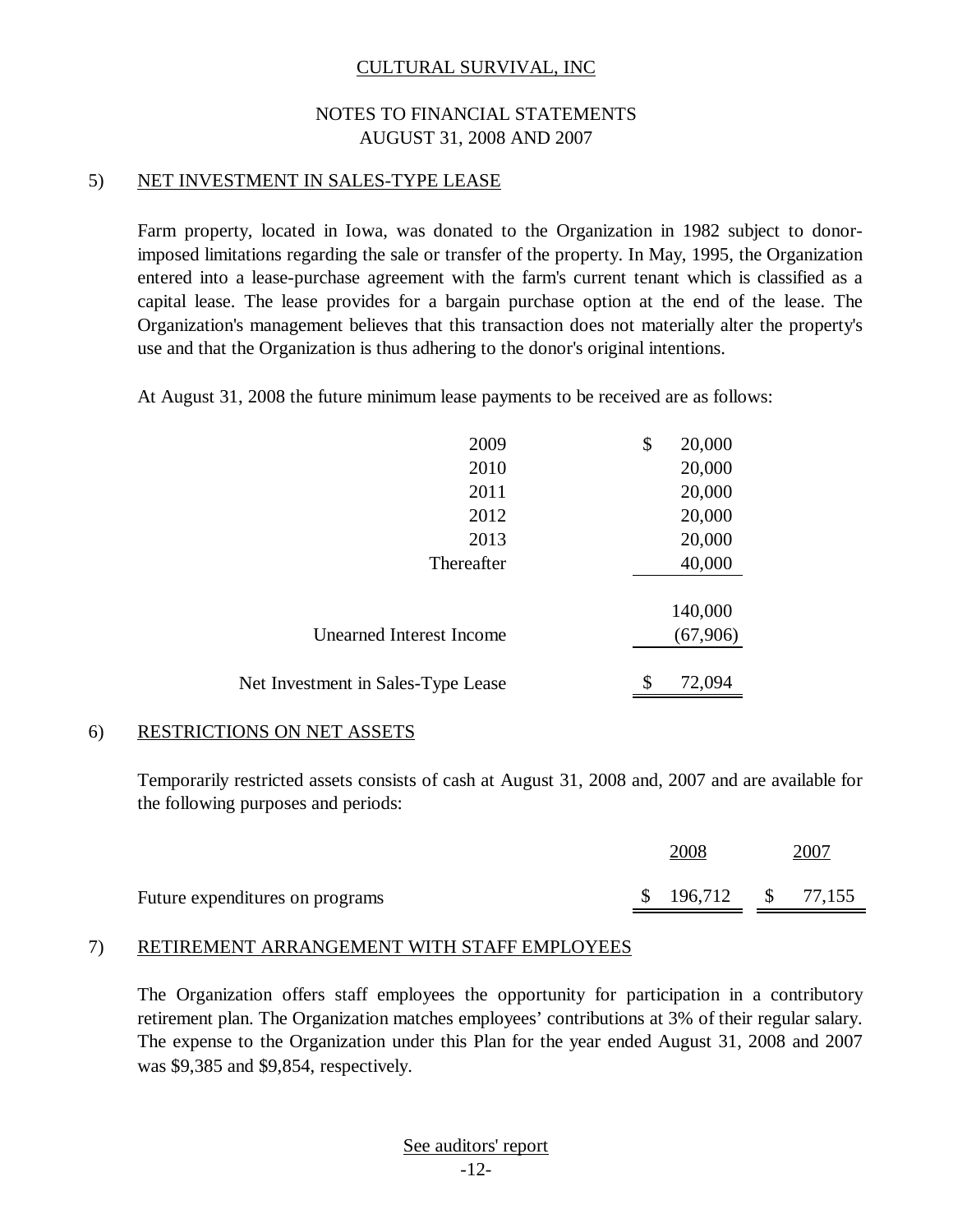CULTURAL SURVIVAL, INC

NOTES TO FINANCIAL STATEMENTS
AUGUST 31, 2008 AND 2007

## 5) NET INVESTMENT IN SALES-TYPE LEASE

Farm property, located in Iowa, was donated to the Organization in 1982 subject to donor-imposed limitations regarding the sale or transfer of the property. In May, 1995, the Organization entered into a lease-purchase agreement with the farm's current tenant which is classified as a capital lease. The lease provides for a bargain purchase option at the end of the lease. The Organization's management believes that this transaction does not materially alter the property's use and that the Organization is thus adhering to the donor's original intentions.

At August 31, 2008 the future minimum lease payments to be received are as follows:

| | |
|---|---|
| 2009 | $ 20,000 |
| 2010 | 20,000 |
| 2011 | 20,000 |
| 2012 | 20,000 |
| 2013 | 20,000 |
| Thereafter | 40,000 |
| | 140,000 |
| Unearned Interest Income | (67,906) |
| Net Investment in Sales-Type Lease | $ 72,094 |

## 6) RESTRICTIONS ON NET ASSETS

Temporarily restricted assets consists of cash at August 31, 2008 and, 2007 and are available for the following purposes and periods:

| | 2008 | 2007 |
|---|---|---|
| Future expenditures on programs | $ 196,712 | $ 77,155 |

## 7) RETIREMENT ARRANGEMENT WITH STAFF EMPLOYEES

The Organization offers staff employees the opportunity for participation in a contributory retirement plan. The Organization matches employees' contributions at 3% of their regular salary. The expense to the Organization under this Plan for the year ended August 31, 2008 and 2007 was $9,385 and $9,854, respectively.

See auditors' report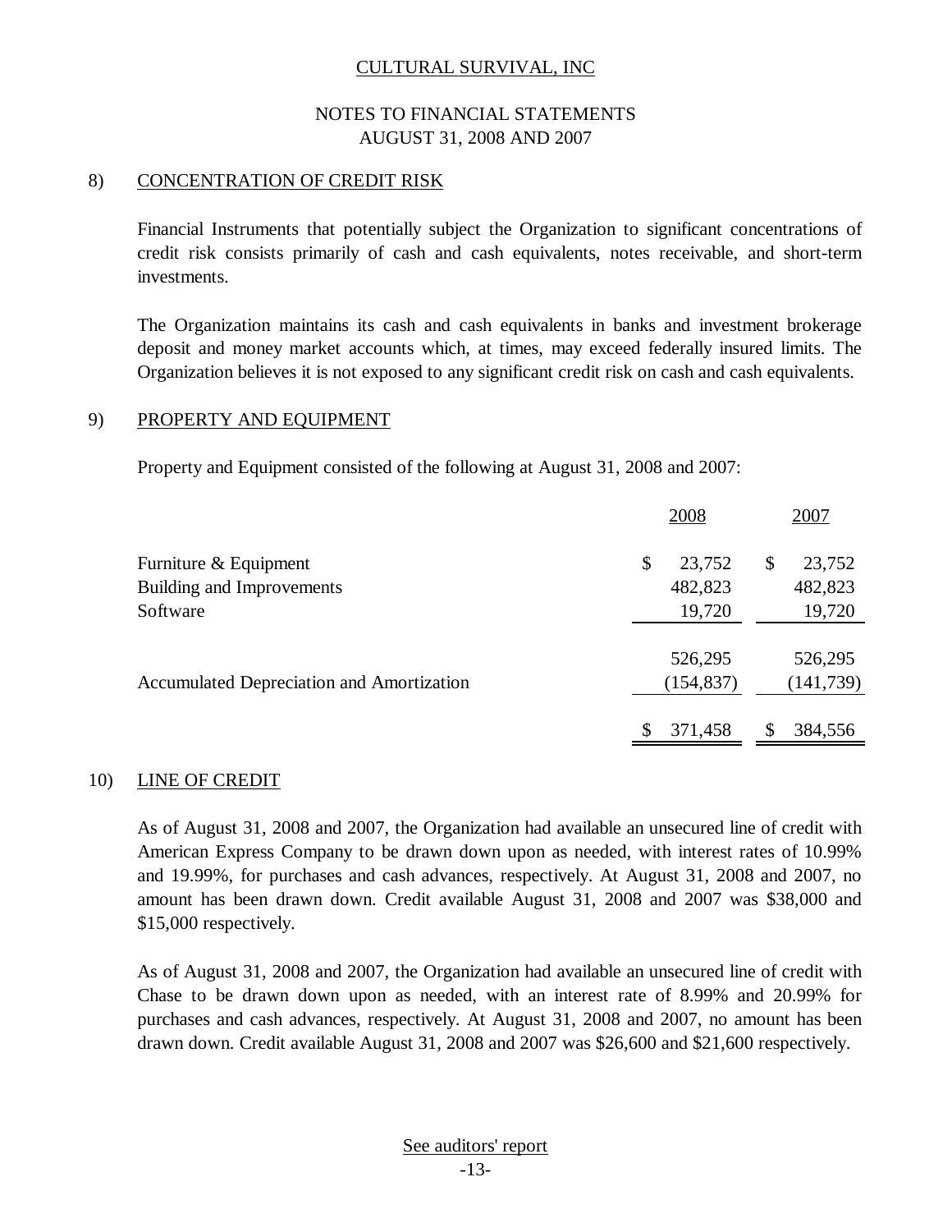CULTURAL SURVIVAL, INC

NOTES TO FINANCIAL STATEMENTS
AUGUST 31, 2008 AND 2007

## 8) CONCENTRATION OF CREDIT RISK

Financial Instruments that potentially subject the Organization to significant concentrations of credit risk consists primarily of cash and cash equivalents, notes receivable, and short-term investments.

The Organization maintains its cash and cash equivalents in banks and investment brokerage deposit and money market accounts which, at times, may exceed federally insured limits. The Organization believes it is not exposed to any significant credit risk on cash and cash equivalents.

## 9) PROPERTY AND EQUIPMENT

Property and Equipment consisted of the following at August 31, 2008 and 2007:

| | 2008 | 2007 |
|---|---|---|
| Furniture & Equipment | $ 23,752 | $ 23,752 |
| Building and Improvements | 482,823 | 482,823 |
| Software | 19,720 | 19,720 |
| | 526,295 | 526,295 |
| Accumulated Depreciation and Amortization | (154,837) | (141,739) |
| | $ 371,458 | $ 384,556 |

## 10) LINE OF CREDIT

As of August 31, 2008 and 2007, the Organization had available an unsecured line of credit with American Express Company to be drawn down upon as needed, with interest rates of 10.99% and 19.99%, for purchases and cash advances, respectively. At August 31, 2008 and 2007, no amount has been drawn down. Credit available August 31, 2008 and 2007 was $38,000 and $15,000 respectively.

As of August 31, 2008 and 2007, the Organization had available an unsecured line of credit with Chase to be drawn down upon as needed, with an interest rate of 8.99% and 20.99% for purchases and cash advances, respectively. At August 31, 2008 and 2007, no amount has been drawn down. Credit available August 31, 2008 and 2007 was $26,600 and $21,600 respectively.

See auditors' report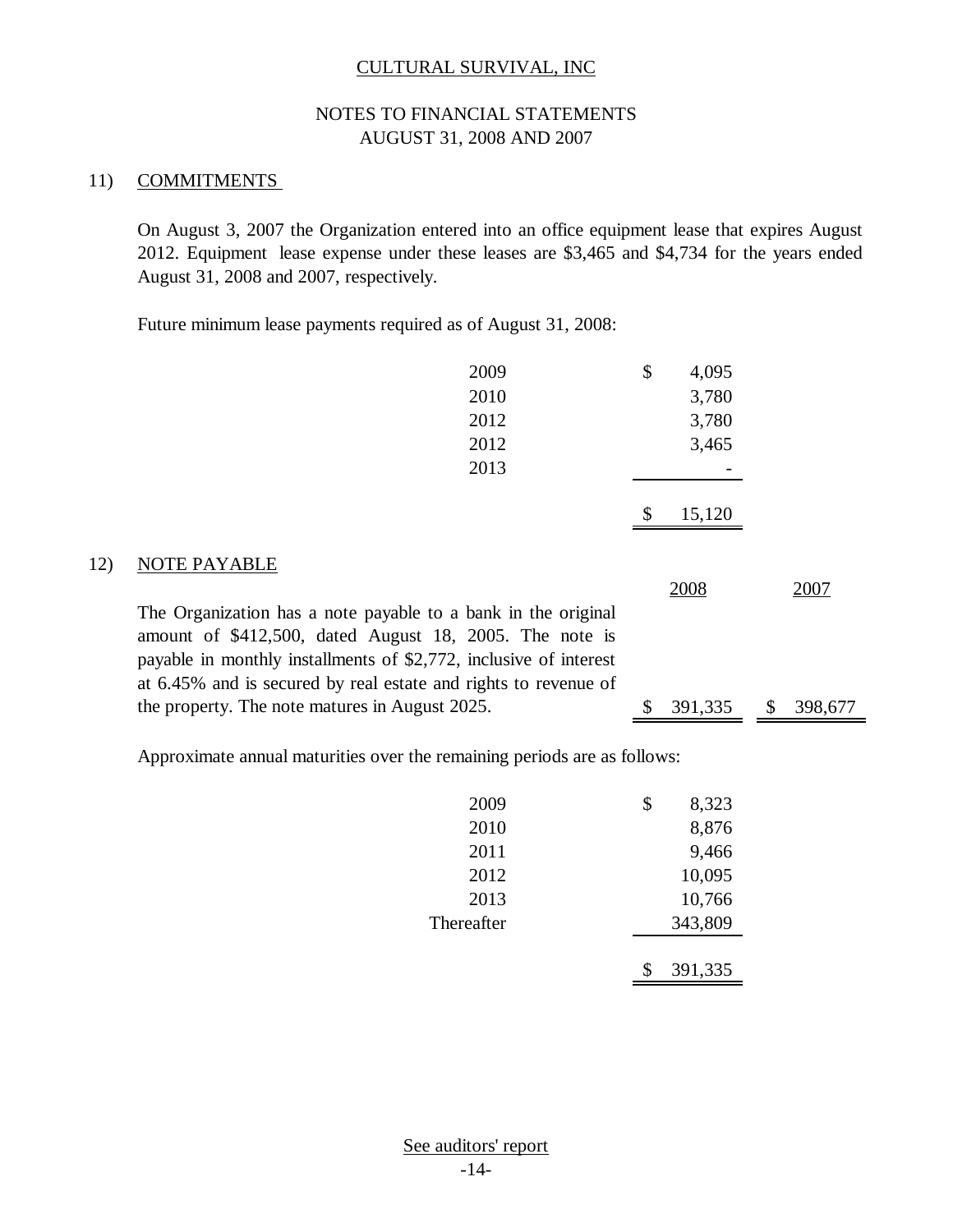CULTURAL SURVIVAL, INC

NOTES TO FINANCIAL STATEMENTS
AUGUST 31, 2008 AND 2007

## 11) COMMITMENTS

On August 3, 2007 the Organization entered into an office equipment lease that expires August 2012. Equipment lease expense under these leases are $3,465 and $4,734 for the years ended August 31, 2008 and 2007, respectively.

Future minimum lease payments required as of August 31, 2008:

| | |
|---|---|
| 2009 | $ 4,095 |
| 2010 | 3,780 |
| 2012 | 3,780 |
| 2012 | 3,465 |
| 2013 | - |
| | $ 15,120 |

## 12) NOTE PAYABLE

| | 2008 | 2007 |
|---|---|---|
| The Organization has a note payable to a bank in the original amount of $412,500, dated August 18, 2005. The note is payable in monthly installments of $2,772, inclusive of interest at 6.45% and is secured by real estate and rights to revenue of the property. The note matures in August 2025. | $ 391,335 | $ 398,677 |

Approximate annual maturities over the remaining periods are as follows:

| | |
|---|---|
| 2009 | $ 8,323 |
| 2010 | 8,876 |
| 2011 | 9,466 |
| 2012 | 10,095 |
| 2013 | 10,766 |
| Thereafter | 343,809 |
| | $ 391,335 |

See auditors' report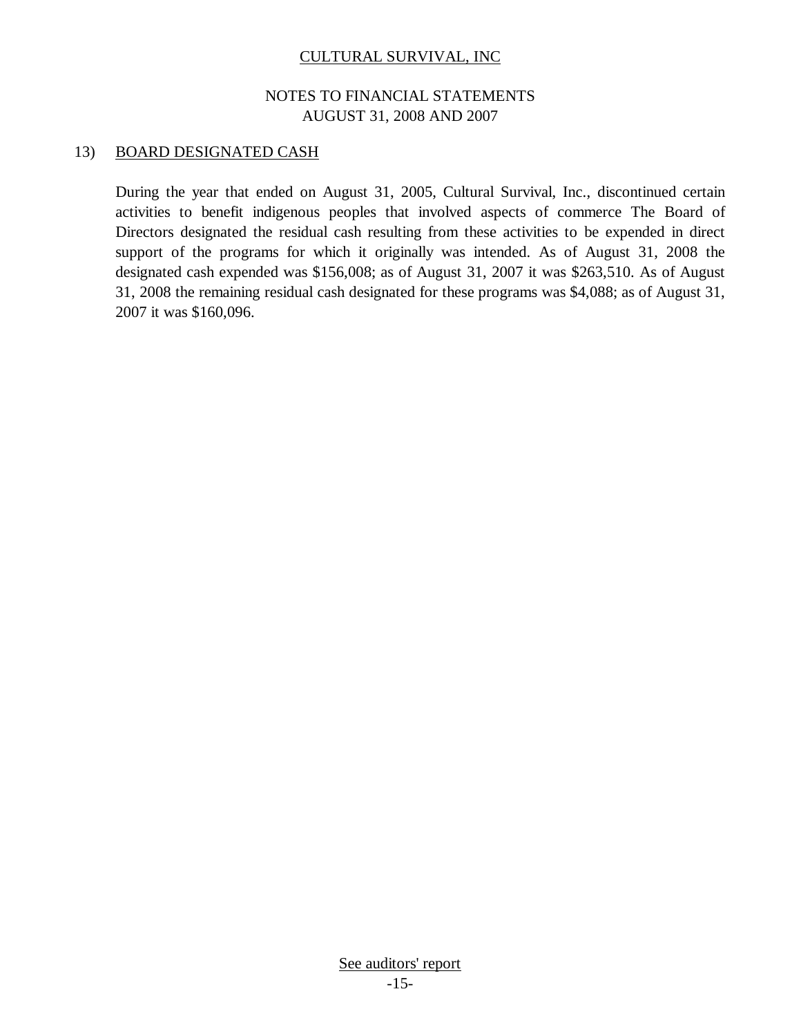CULTURAL SURVIVAL, INC

NOTES TO FINANCIAL STATEMENTS
AUGUST 31, 2008 AND 2007

## 13) BOARD DESIGNATED CASH

During the year that ended on August 31, 2005, Cultural Survival, Inc., discontinued certain activities to benefit indigenous peoples that involved aspects of commerce The Board of Directors designated the residual cash resulting from these activities to be expended in direct support of the programs for which it originally was intended. As of August 31, 2008 the designated cash expended was $156,008; as of August 31, 2007 it was $263,510. As of August 31, 2008 the remaining residual cash designated for these programs was $4,088; as of August 31, 2007 it was $160,096.

See auditors' report